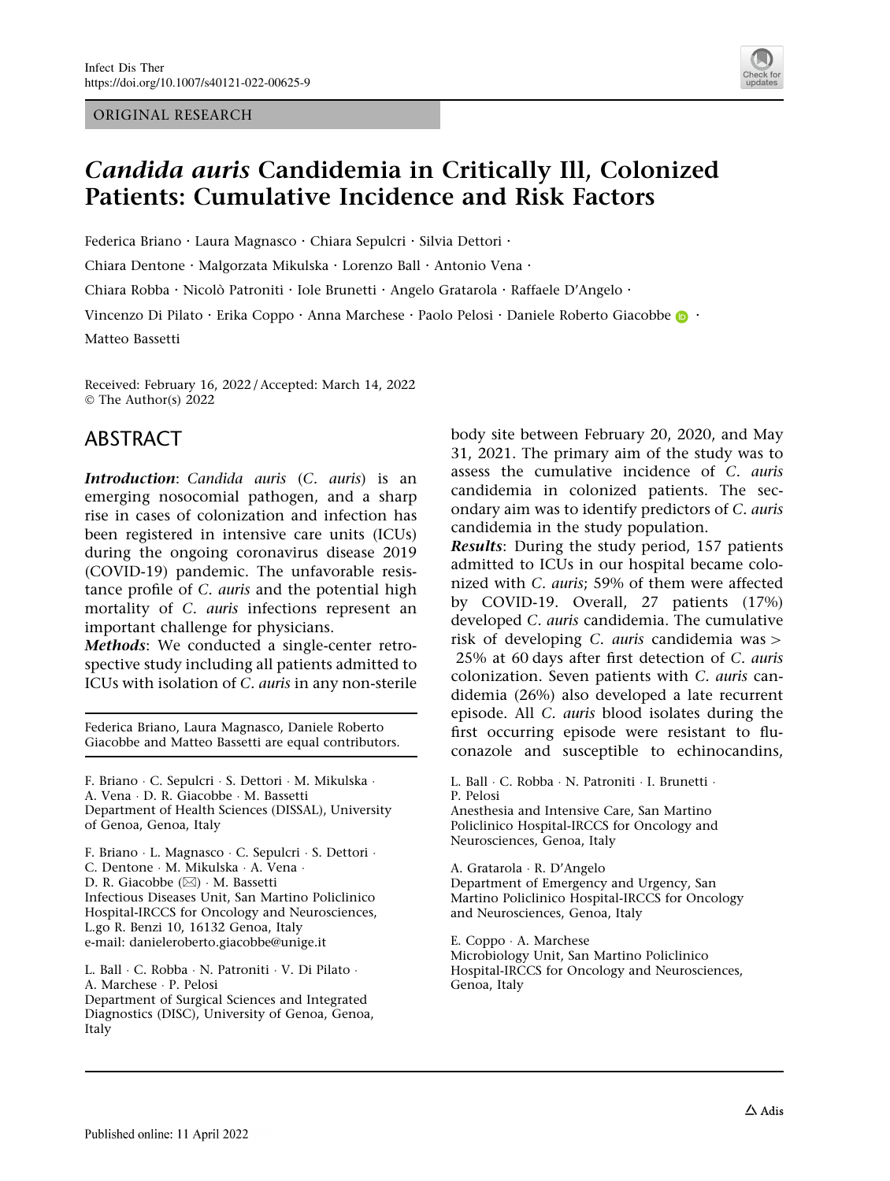ORIGINAL RESEARCH

# *Candida auris* Candidemia in Critically Ill, Colonized Patients: Cumulative Incidence and Risk Factors

Federica Briano · Laura Magnasco · Chiara Sepulcri · Silvia Dettori · Chiara Dentone · Malgorzata Mikulska · Lorenzo Ball · Antonio Vena · Chiara Robba · Nicolò Patroniti · Iole Brunetti · Angelo Gratarola · Raffaele D'Angelo · Vincenzo Di Pilato · Erika Coppo · Anna Marchese · Paolo Pelosi · Daniele Roberto Giacobbe · Matteo Bassetti

Received: February 16, 2022 / Accepted: March 14, 2022
© The Author(s) 2022

## ABSTRACT

***Introduction***: *Candida auris* (*C. auris*) is an emerging nosocomial pathogen, and a sharp rise in cases of colonization and infection has been registered in intensive care units (ICUs) during the ongoing coronavirus disease 2019 (COVID-19) pandemic. The unfavorable resistance profile of *C. auris* and the potential high mortality of *C. auris* infections represent an important challenge for physicians.

***Methods***: We conducted a single-center retrospective study including all patients admitted to ICUs with isolation of *C. auris* in any non-sterile body site between February 20, 2020, and May 31, 2021. The primary aim of the study was to assess the cumulative incidence of *C. auris* candidemia in colonized patients. The secondary aim was to identify predictors of *C. auris* candidemia in the study population.

***Results***: During the study period, 157 patients admitted to ICUs in our hospital became colonized with *C. auris*; 59% of them were affected by COVID-19. Overall, 27 patients (17%) developed *C. auris* candidemia. The cumulative risk of developing *C. auris* candidemia was > 25% at 60 days after first detection of *C. auris* colonization. Seven patients with *C. auris* candidemia (26%) also developed a late recurrent episode. All *C. auris* blood isolates during the first occurring episode were resistant to fluconazole and susceptible to echinocandins,

Federica Briano, Laura Magnasco, Daniele Roberto Giacobbe and Matteo Bassetti are equal contributors.

F. Briano · C. Sepulcri · S. Dettori · M. Mikulska · A. Vena · D. R. Giacobbe · M. Bassetti
Department of Health Sciences (DISSAL), University of Genoa, Genoa, Italy

F. Briano · L. Magnasco · C. Sepulcri · S. Dettori · C. Dentone · M. Mikulska · A. Vena · D. R. Giacobbe (✉) · M. Bassetti
Infectious Diseases Unit, San Martino Policlinico Hospital-IRCCS for Oncology and Neurosciences, L.go R. Benzi 10, 16132 Genoa, Italy
e-mail: danieleroberto.giacobbe@unige.it

L. Ball · C. Robba · N. Patroniti · V. Di Pilato · A. Marchese · P. Pelosi
Department of Surgical Sciences and Integrated Diagnostics (DISC), University of Genoa, Genoa, Italy

L. Ball · C. Robba · N. Patroniti · I. Brunetti · P. Pelosi
Anesthesia and Intensive Care, San Martino Policlinico Hospital-IRCCS for Oncology and Neurosciences, Genoa, Italy

A. Gratarola · R. D'Angelo
Department of Emergency and Urgency, San Martino Policlinico Hospital-IRCCS for Oncology and Neurosciences, Genoa, Italy

E. Coppo · A. Marchese
Microbiology Unit, San Martino Policlinico Hospital-IRCCS for Oncology and Neurosciences, Genoa, Italy

Published online: 11 April 2022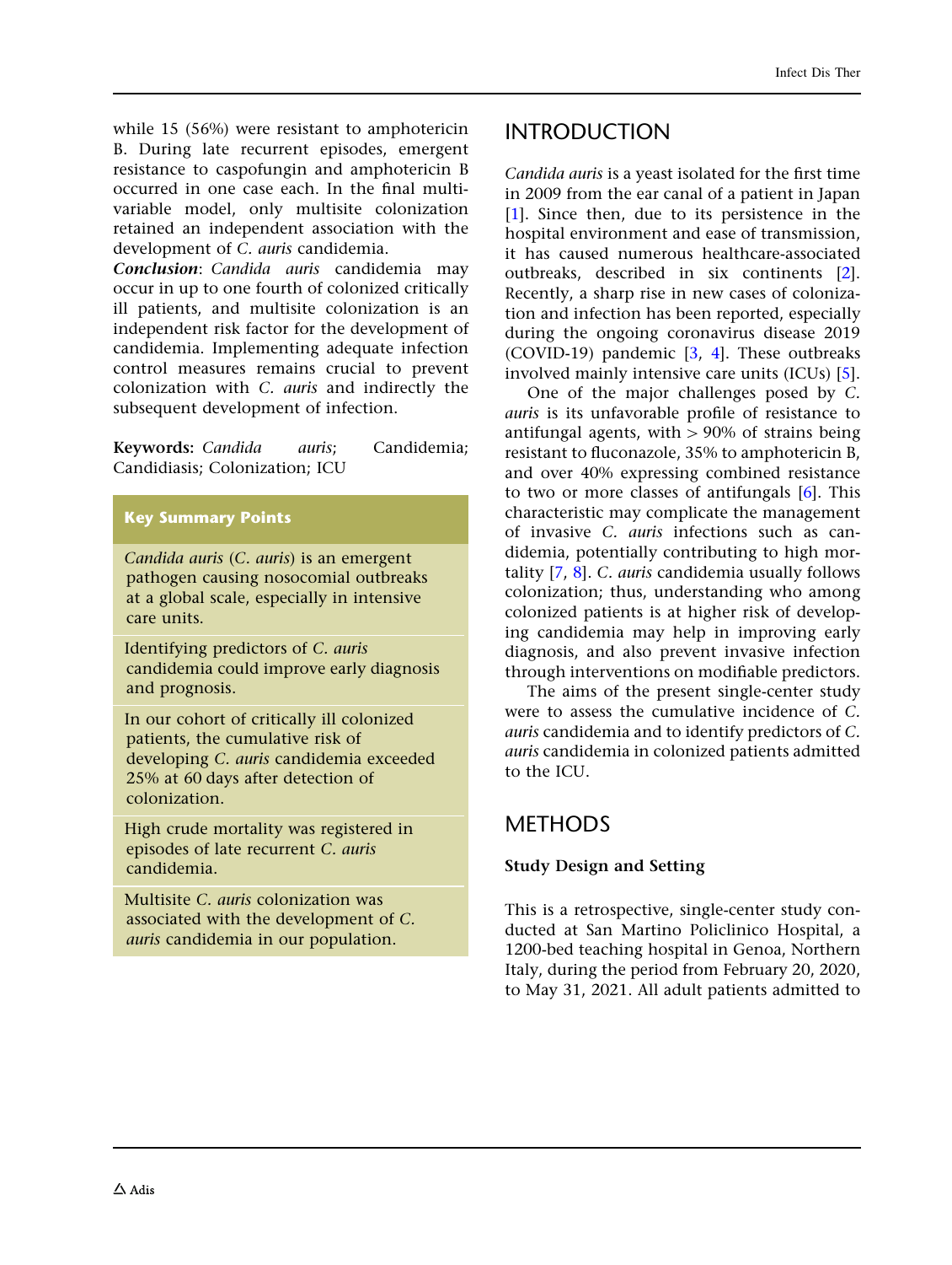while 15 (56%) were resistant to amphotericin B. During late recurrent episodes, emergent resistance to caspofungin and amphotericin B occurred in one case each. In the final multivariable model, only multisite colonization retained an independent association with the development of *C. auris* candidemia.

***Conclusion***: *Candida auris* candidemia may occur in up to one fourth of colonized critically ill patients, and multisite colonization is an independent risk factor for the development of candidemia. Implementing adequate infection control measures remains crucial to prevent colonization with *C. auris* and indirectly the subsequent development of infection.

**Keywords:** *Candida auris*; Candidemia; Candidiasis; Colonization; ICU

**Key Summary Points**

*Candida auris* (*C. auris*) is an emergent pathogen causing nosocomial outbreaks at a global scale, especially in intensive care units.

Identifying predictors of *C. auris* candidemia could improve early diagnosis and prognosis.

In our cohort of critically ill colonized patients, the cumulative risk of developing *C. auris* candidemia exceeded 25% at 60 days after detection of colonization.

High crude mortality was registered in episodes of late recurrent *C. auris* candidemia.

Multisite *C. auris* colonization was associated with the development of *C. auris* candidemia in our population.

## INTRODUCTION

*Candida auris* is a yeast isolated for the first time in 2009 from the ear canal of a patient in Japan [1]. Since then, due to its persistence in the hospital environment and ease of transmission, it has caused numerous healthcare-associated outbreaks, described in six continents [2]. Recently, a sharp rise in new cases of colonization and infection has been reported, especially during the ongoing coronavirus disease 2019 (COVID-19) pandemic [3, 4]. These outbreaks involved mainly intensive care units (ICUs) [5].

One of the major challenges posed by *C. auris* is its unfavorable profile of resistance to antifungal agents, with > 90% of strains being resistant to fluconazole, 35% to amphotericin B, and over 40% expressing combined resistance to two or more classes of antifungals [6]. This characteristic may complicate the management of invasive *C. auris* infections such as candidemia, potentially contributing to high mortality [7, 8]. *C. auris* candidemia usually follows colonization; thus, understanding who among colonized patients is at higher risk of developing candidemia may help in improving early diagnosis, and also prevent invasive infection through interventions on modifiable predictors.

The aims of the present single-center study were to assess the cumulative incidence of *C. auris* candidemia and to identify predictors of *C. auris* candidemia in colonized patients admitted to the ICU.

## METHODS

### Study Design and Setting

This is a retrospective, single-center study conducted at San Martino Policlinico Hospital, a 1200-bed teaching hospital in Genoa, Northern Italy, during the period from February 20, 2020, to May 31, 2021. All adult patients admitted to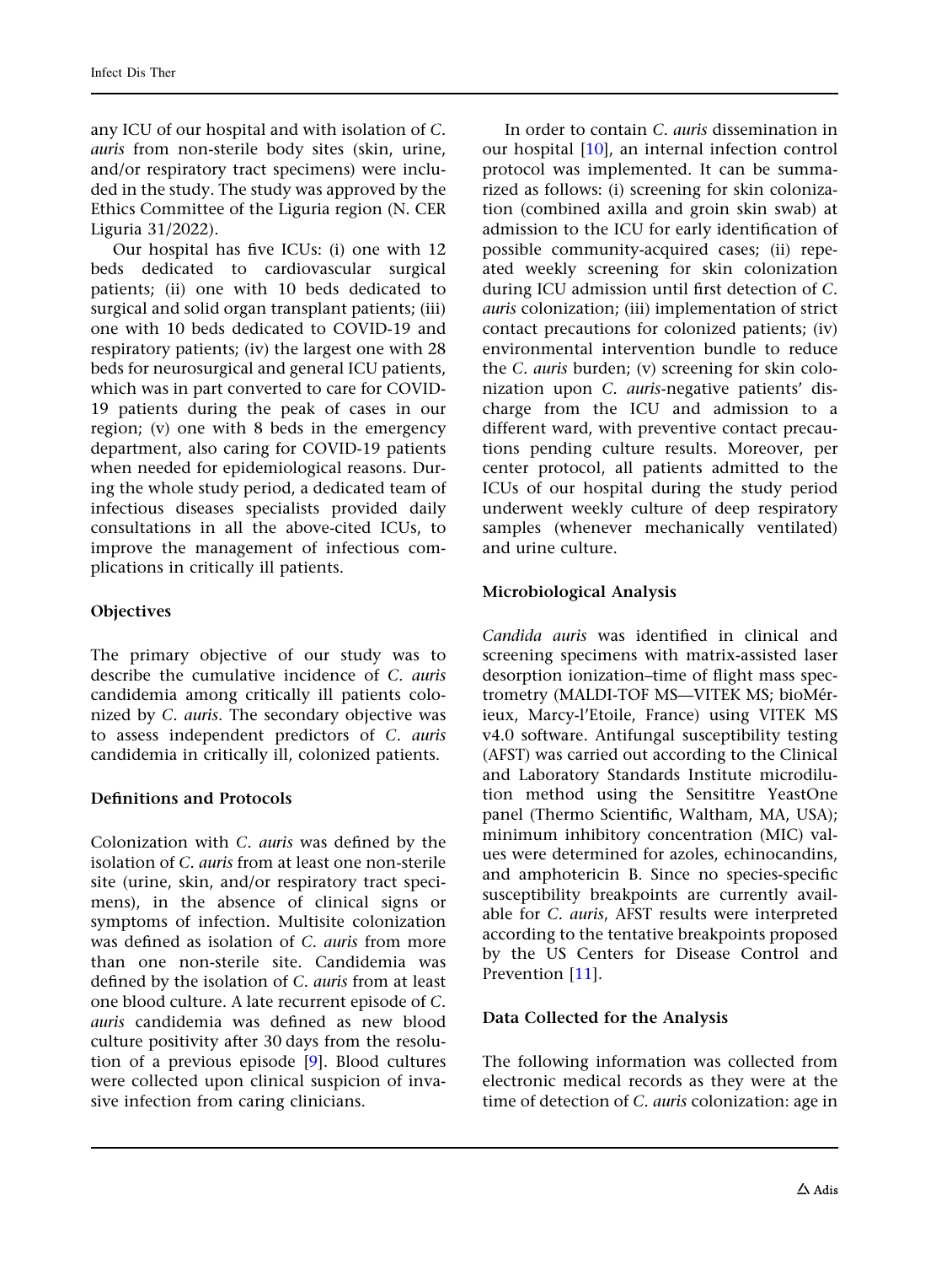any ICU of our hospital and with isolation of *C. auris* from non-sterile body sites (skin, urine, and/or respiratory tract specimens) were included in the study. The study was approved by the Ethics Committee of the Liguria region (N. CER Liguria 31/2022).

Our hospital has five ICUs: (i) one with 12 beds dedicated to cardiovascular surgical patients; (ii) one with 10 beds dedicated to surgical and solid organ transplant patients; (iii) one with 10 beds dedicated to COVID-19 and respiratory patients; (iv) the largest one with 28 beds for neurosurgical and general ICU patients, which was in part converted to care for COVID-19 patients during the peak of cases in our region; (v) one with 8 beds in the emergency department, also caring for COVID-19 patients when needed for epidemiological reasons. During the whole study period, a dedicated team of infectious diseases specialists provided daily consultations in all the above-cited ICUs, to improve the management of infectious complications in critically ill patients.

### Objectives

The primary objective of our study was to describe the cumulative incidence of *C. auris* candidemia among critically ill patients colonized by *C. auris*. The secondary objective was to assess independent predictors of *C. auris* candidemia in critically ill, colonized patients.

### Definitions and Protocols

Colonization with *C. auris* was defined by the isolation of *C. auris* from at least one non-sterile site (urine, skin, and/or respiratory tract specimens), in the absence of clinical signs or symptoms of infection. Multisite colonization was defined as isolation of *C. auris* from more than one non-sterile site. Candidemia was defined by the isolation of *C. auris* from at least one blood culture. A late recurrent episode of *C. auris* candidemia was defined as new blood culture positivity after 30 days from the resolution of a previous episode [9]. Blood cultures were collected upon clinical suspicion of invasive infection from caring clinicians.

In order to contain *C. auris* dissemination in our hospital [10], an internal infection control protocol was implemented. It can be summarized as follows: (i) screening for skin colonization (combined axilla and groin skin swab) at admission to the ICU for early identification of possible community-acquired cases; (ii) repeated weekly screening for skin colonization during ICU admission until first detection of *C. auris* colonization; (iii) implementation of strict contact precautions for colonized patients; (iv) environmental intervention bundle to reduce the *C. auris* burden; (v) screening for skin colonization upon *C. auris*-negative patients' discharge from the ICU and admission to a different ward, with preventive contact precautions pending culture results. Moreover, per center protocol, all patients admitted to the ICUs of our hospital during the study period underwent weekly culture of deep respiratory samples (whenever mechanically ventilated) and urine culture.

### Microbiological Analysis

*Candida auris* was identified in clinical and screening specimens with matrix-assisted laser desorption ionization–time of flight mass spectrometry (MALDI-TOF MS—VITEK MS; bioMérieux, Marcy-l'Etoile, France) using VITEK MS v4.0 software. Antifungal susceptibility testing (AFST) was carried out according to the Clinical and Laboratory Standards Institute microdilution method using the Sensititre YeastOne panel (Thermo Scientific, Waltham, MA, USA); minimum inhibitory concentration (MIC) values were determined for azoles, echinocandins, and amphotericin B. Since no species-specific susceptibility breakpoints are currently available for *C. auris*, AFST results were interpreted according to the tentative breakpoints proposed by the US Centers for Disease Control and Prevention [11].

### Data Collected for the Analysis

The following information was collected from electronic medical records as they were at the time of detection of *C. auris* colonization: age in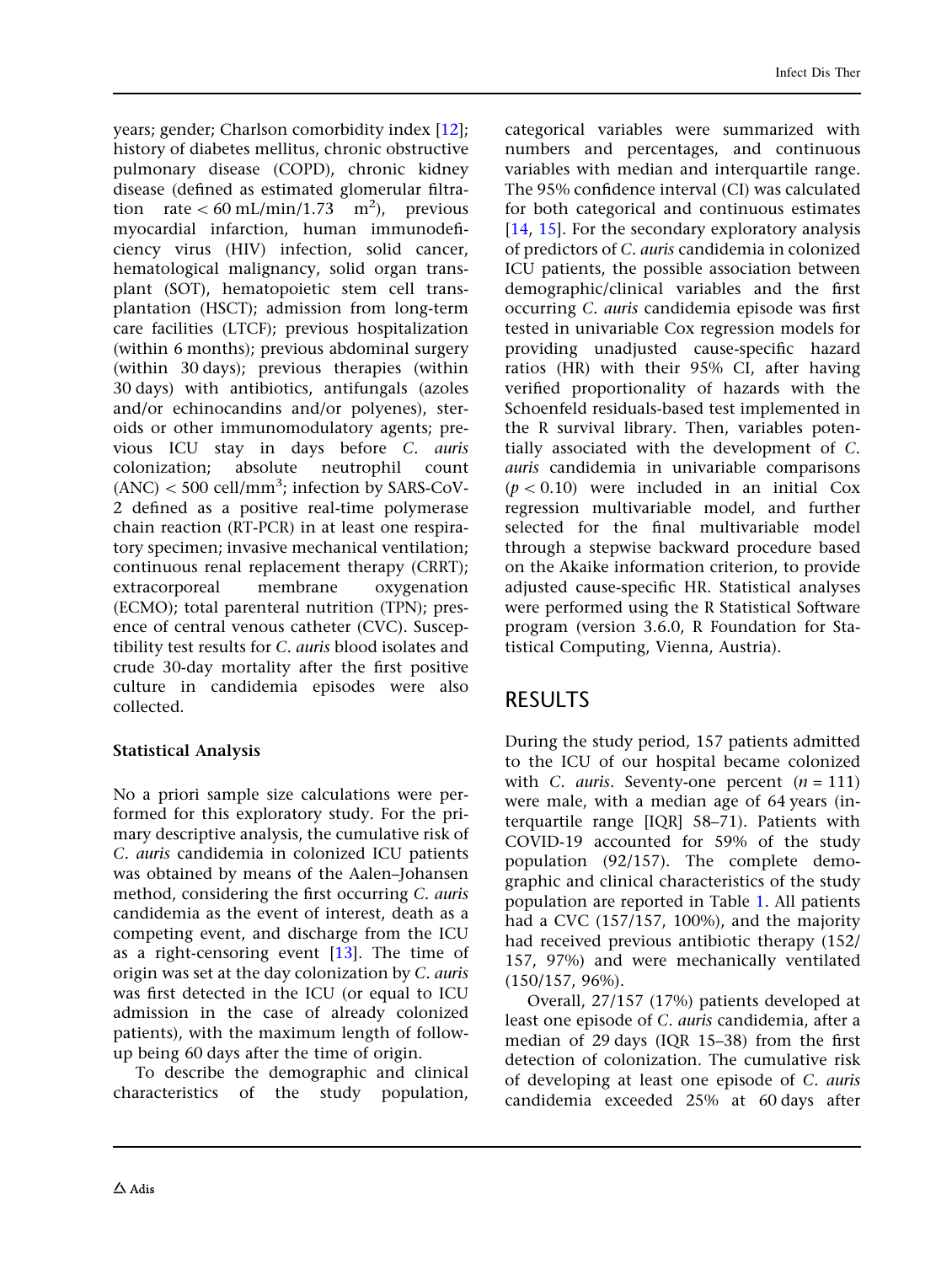years; gender; Charlson comorbidity index [12]; history of diabetes mellitus, chronic obstructive pulmonary disease (COPD), chronic kidney disease (defined as estimated glomerular filtration rate < 60 mL/min/1.73 $m^2$), previous myocardial infarction, human immunodeficiency virus (HIV) infection, solid cancer, hematological malignancy, solid organ transplant (SOT), hematopoietic stem cell transplantation (HSCT); admission from long-term care facilities (LTCF); previous hospitalization (within 6 months); previous abdominal surgery (within 30 days); previous therapies (within 30 days) with antibiotics, antifungals (azoles and/or echinocandins and/or polyenes), steroids or other immunomodulatory agents; previous ICU stay in days before *C. auris* colonization; absolute neutrophil count (ANC) < 500 cell/$mm^3$; infection by SARS-CoV-2 defined as a positive real-time polymerase chain reaction (RT-PCR) in at least one respiratory specimen; invasive mechanical ventilation; continuous renal replacement therapy (CRRT); extracorporeal membrane oxygenation (ECMO); total parenteral nutrition (TPN); presence of central venous catheter (CVC). Susceptibility test results for *C. auris* blood isolates and crude 30-day mortality after the first positive culture in candidemia episodes were also collected.

### Statistical Analysis

No a priori sample size calculations were performed for this exploratory study. For the primary descriptive analysis, the cumulative risk of *C. auris* candidemia in colonized ICU patients was obtained by means of the Aalen–Johansen method, considering the first occurring *C. auris* candidemia as the event of interest, death as a competing event, and discharge from the ICU as a right-censoring event [13]. The time of origin was set at the day colonization by *C. auris* was first detected in the ICU (or equal to ICU admission in the case of already colonized patients), with the maximum length of follow-up being 60 days after the time of origin.

To describe the demographic and clinical characteristics of the study population, categorical variables were summarized with numbers and percentages, and continuous variables with median and interquartile range. The 95% confidence interval (CI) was calculated for both categorical and continuous estimates [14, 15]. For the secondary exploratory analysis of predictors of *C. auris* candidemia in colonized ICU patients, the possible association between demographic/clinical variables and the first occurring *C. auris* candidemia episode was first tested in univariable Cox regression models for providing unadjusted cause-specific hazard ratios (HR) with their 95% CI, after having verified proportionality of hazards with the Schoenfeld residuals-based test implemented in the R survival library. Then, variables potentially associated with the development of *C. auris* candidemia in univariable comparisons ($p < 0.10$) were included in an initial Cox regression multivariable model, and further selected for the final multivariable model through a stepwise backward procedure based on the Akaike information criterion, to provide adjusted cause-specific HR. Statistical analyses were performed using the R Statistical Software program (version 3.6.0, R Foundation for Statistical Computing, Vienna, Austria).

## RESULTS

During the study period, 157 patients admitted to the ICU of our hospital became colonized with *C. auris*. Seventy-one percent ($n = 111$) were male, with a median age of 64 years (interquartile range [IQR] 58–71). Patients with COVID-19 accounted for 59% of the study population (92/157). The complete demographic and clinical characteristics of the study population are reported in Table 1. All patients had a CVC (157/157, 100%), and the majority had received previous antibiotic therapy (152/157, 97%) and were mechanically ventilated (150/157, 96%).

Overall, 27/157 (17%) patients developed at least one episode of *C. auris* candidemia, after a median of 29 days (IQR 15–38) from the first detection of colonization. The cumulative risk of developing at least one episode of *C. auris* candidemia exceeded 25% at 60 days after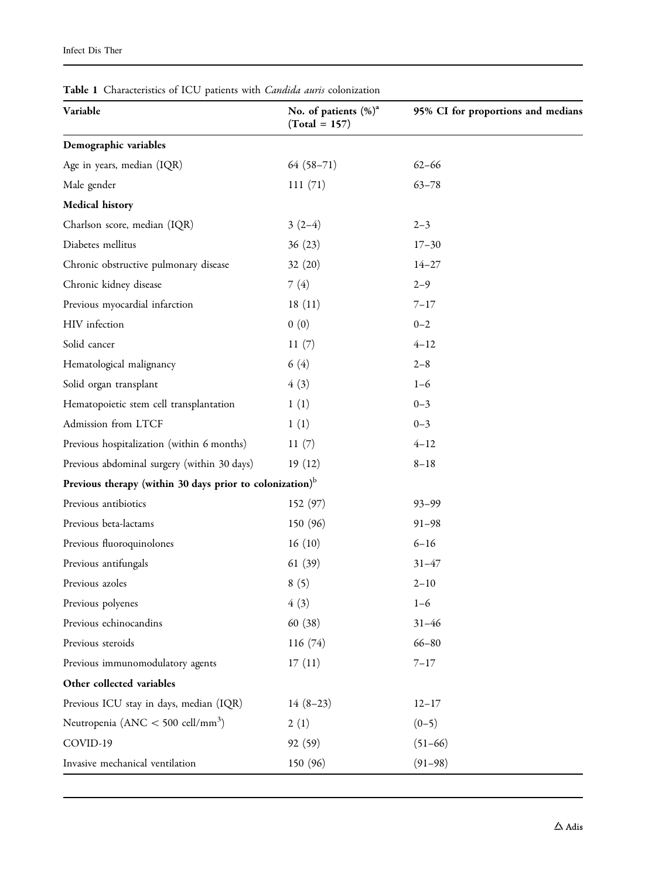**Table 1** Characteristics of ICU patients with *Candida auris* colonization

| Variable | No. of patients (%)[a] (Total = 157) | 95% CI for proportions and medians |
|---|---|---|
| **Demographic variables** | | |
| Age in years, median (IQR) | 64 (58–71) | 62–66 |
| Male gender | 111 (71) | 63–78 |
| **Medical history** | | |
| Charlson score, median (IQR) | 3 (2–4) | 2–3 |
| Diabetes mellitus | 36 (23) | 17–30 |
| Chronic obstructive pulmonary disease | 32 (20) | 14–27 |
| Chronic kidney disease | 7 (4) | 2–9 |
| Previous myocardial infarction | 18 (11) | 7–17 |
| HIV infection | 0 (0) | 0–2 |
| Solid cancer | 11 (7) | 4–12 |
| Hematological malignancy | 6 (4) | 2–8 |
| Solid organ transplant | 4 (3) | 1–6 |
| Hematopoietic stem cell transplantation | 1 (1) | 0–3 |
| Admission from LTCF | 1 (1) | 0–3 |
| Previous hospitalization (within 6 months) | 11 (7) | 4–12 |
| Previous abdominal surgery (within 30 days) | 19 (12) | 8–18 |
| **Previous therapy (within 30 days prior to colonization)[b]** | | |
| Previous antibiotics | 152 (97) | 93–99 |
| Previous beta-lactams | 150 (96) | 91–98 |
| Previous fluoroquinolones | 16 (10) | 6–16 |
| Previous antifungals | 61 (39) | 31–47 |
| Previous azoles | 8 (5) | 2–10 |
| Previous polyenes | 4 (3) | 1–6 |
| Previous echinocandins | 60 (38) | 31–46 |
| Previous steroids | 116 (74) | 66–80 |
| Previous immunomodulatory agents | 17 (11) | 7–17 |
| **Other collected variables** | | |
| Previous ICU stay in days, median (IQR) | 14 (8–23) | 12–17 |
| Neutropenia (ANC < 500 cell/mm$^3$) | 2 (1) | (0–5) |
| COVID-19 | 92 (59) | (51–66) |
| Invasive mechanical ventilation | 150 (96) | (91–98) |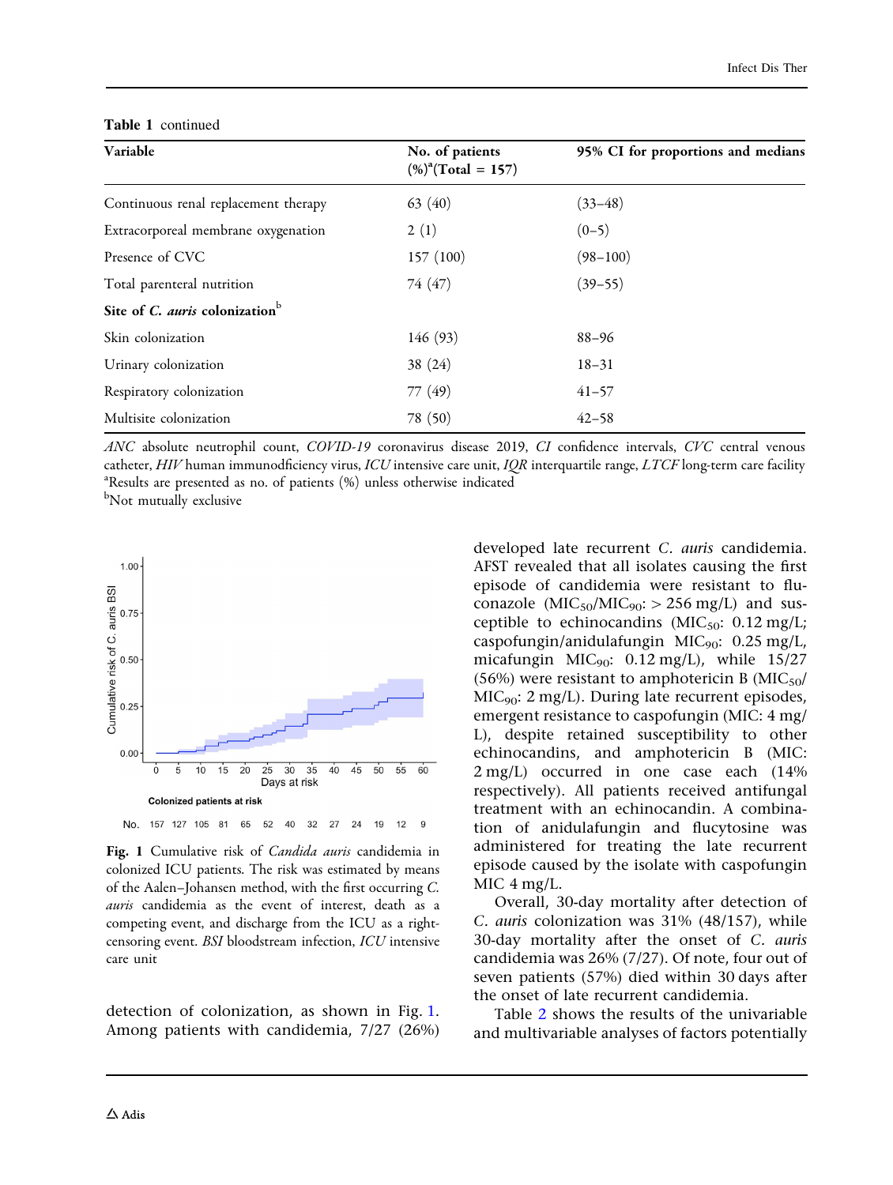**Table 1** continued

| Variable | No. of patients (%)[a](Total = 157) | 95% CI for proportions and medians |
|---|---|---|
| Continuous renal replacement therapy | 63 (40) | (33–48) |
| Extracorporeal membrane oxygenation | 2 (1) | (0–5) |
| Presence of CVC | 157 (100) | (98–100) |
| Total parenteral nutrition | 74 (47) | (39–55) |
| **Site of *C. auris* colonization**[b] | | |
| Skin colonization | 146 (93) | 88–96 |
| Urinary colonization | 38 (24) | 18–31 |
| Respiratory colonization | 77 (49) | 41–57 |
| Multisite colonization | 78 (50) | 42–58 |

*ANC* absolute neutrophil count, *COVID-19* coronavirus disease 2019, *CI* confidence intervals, *CVC* central venous catheter, *HIV* human immunodficiency virus, *ICU* intensive care unit, *IQR* interquartile range, *LTCF* long-term care facility
[a]Results are presented as no. of patients (%) unless otherwise indicated
[b]Not mutually exclusive

**Fig. 1** Cumulative risk of *Candida auris* candidemia in colonized ICU patients. The risk was estimated by means of the Aalen–Johansen method, with the first occurring *C. auris* candidemia as the event of interest, death as a competing event, and discharge from the ICU as a right-censoring event. *BSI* bloodstream infection, *ICU* intensive care unit

detection of colonization, as shown in Fig. 1. Among patients with candidemia, 7/27 (26%) developed late recurrent *C. auris* candidemia. AFST revealed that all isolates causing the first episode of candidemia were resistant to fluconazole ($MIC_{50}$/$MIC_{90}$: > 256 mg/L) and susceptible to echinocandins ($MIC_{50}$: 0.12 mg/L; caspofungin/anidulafungin $MIC_{90}$: 0.25 mg/L, micafungin $MIC_{90}$: 0.12 mg/L), while 15/27 (56%) were resistant to amphotericin B ($MIC_{50}$/$MIC_{90}$: 2 mg/L). During late recurrent episodes, emergent resistance to caspofungin (MIC: 4 mg/L), despite retained susceptibility to other echinocandins, and amphotericin B (MIC: 2 mg/L) occurred in one case each (14% respectively). All patients received antifungal treatment with an echinocandin. A combination of anidulafungin and flucytosine was administered for treating the late recurrent episode caused by the isolate with caspofungin MIC 4 mg/L.

Overall, 30-day mortality after detection of *C. auris* colonization was 31% (48/157), while 30-day mortality after the onset of *C. auris* candidemia was 26% (7/27). Of note, four out of seven patients (57%) died within 30 days after the onset of late recurrent candidemia.

Table 2 shows the results of the univariable and multivariable analyses of factors potentially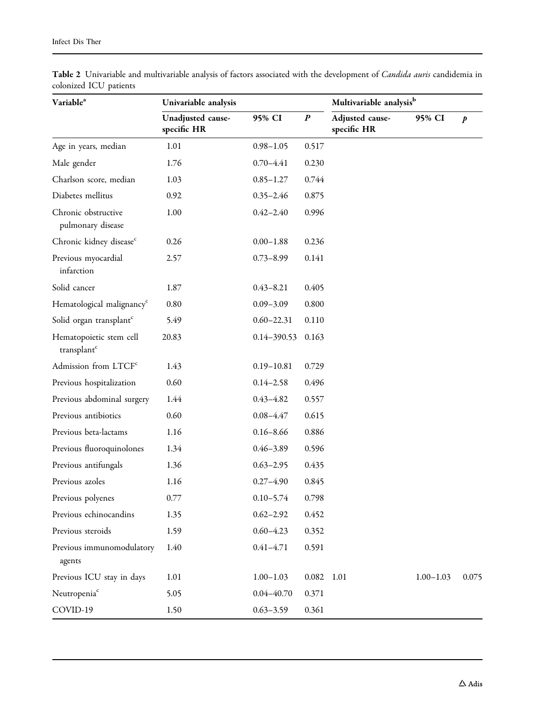**Table 2** Univariable and multivariable analysis of factors associated with the development of *Candida auris* candidemia in colonized ICU patients

| Variable[a] | Univariable analysis | | | Multivariable analysis[b] | | |
|---|---|---|---|---|---|---|
| | Unadjusted cause-specific HR | 95% CI | P | Adjusted cause-specific HR | 95% CI | p |
| Age in years, median | 1.01 | 0.98–1.05 | 0.517 | | | |
| Male gender | 1.76 | 0.70–4.41 | 0.230 | | | |
| Charlson score, median | 1.03 | 0.85–1.27 | 0.744 | | | |
| Diabetes mellitus | 0.92 | 0.35–2.46 | 0.875 | | | |
| Chronic obstructive pulmonary disease | 1.00 | 0.42–2.40 | 0.996 | | | |
| Chronic kidney disease[c] | 0.26 | 0.00–1.88 | 0.236 | | | |
| Previous myocardial infarction | 2.57 | 0.73–8.99 | 0.141 | | | |
| Solid cancer | 1.87 | 0.43–8.21 | 0.405 | | | |
| Hematological malignancy[c] | 0.80 | 0.09–3.09 | 0.800 | | | |
| Solid organ transplant[c] | 5.49 | 0.60–22.31 | 0.110 | | | |
| Hematopoietic stem cell transplant[c] | 20.83 | 0.14–390.53 | 0.163 | | | |
| Admission from LTCF[c] | 1.43 | 0.19–10.81 | 0.729 | | | |
| Previous hospitalization | 0.60 | 0.14–2.58 | 0.496 | | | |
| Previous abdominal surgery | 1.44 | 0.43–4.82 | 0.557 | | | |
| Previous antibiotics | 0.60 | 0.08–4.47 | 0.615 | | | |
| Previous beta-lactams | 1.16 | 0.16–8.66 | 0.886 | | | |
| Previous fluoroquinolones | 1.34 | 0.46–3.89 | 0.596 | | | |
| Previous antifungals | 1.36 | 0.63–2.95 | 0.435 | | | |
| Previous azoles | 1.16 | 0.27–4.90 | 0.845 | | | |
| Previous polyenes | 0.77 | 0.10–5.74 | 0.798 | | | |
| Previous echinocandins | 1.35 | 0.62–2.92 | 0.452 | | | |
| Previous steroids | 1.59 | 0.60–4.23 | 0.352 | | | |
| Previous immunomodulatory agents | 1.40 | 0.41–4.71 | 0.591 | | | |
| Previous ICU stay in days | 1.01 | 1.00–1.03 | 0.082 | 1.01 | 1.00–1.03 | 0.075 |
| Neutropenia[c] | 5.05 | 0.04–40.70 | 0.371 | | | |
| COVID-19 | 1.50 | 0.63–3.59 | 0.361 | | | |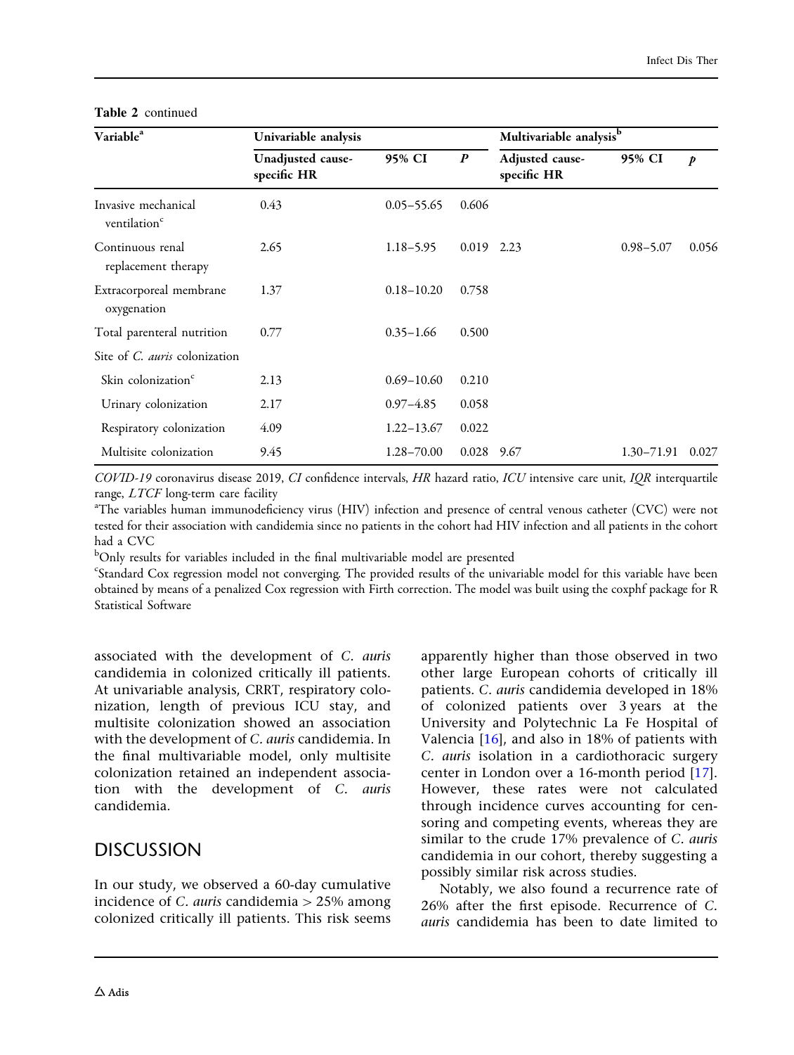**Table 2** continued

| Variable[a] | Univariable analysis | | | Multivariable analysis[b] | | |
|---|---|---|---|---|---|---|
| | Unadjusted cause-specific HR | 95% CI | *P* | Adjusted cause-specific HR | 95% CI | *p* |
| Invasive mechanical ventilation[c] | 0.43 | 0.05–55.65 | 0.606 | | | |
| Continuous renal replacement therapy | 2.65 | 1.18–5.95 | 0.019 | 2.23 | 0.98–5.07 | 0.056 |
| Extracorporeal membrane oxygenation | 1.37 | 0.18–10.20 | 0.758 | | | |
| Total parenteral nutrition | 0.77 | 0.35–1.66 | 0.500 | | | |
| Site of *C. auris* colonization | | | | | | |
| Skin colonization[c] | 2.13 | 0.69–10.60 | 0.210 | | | |
| Urinary colonization | 2.17 | 0.97–4.85 | 0.058 | | | |
| Respiratory colonization | 4.09 | 1.22–13.67 | 0.022 | | | |
| Multisite colonization | 9.45 | 1.28–70.00 | 0.028 | 9.67 | 1.30–71.91 | 0.027 |

*COVID-19* coronavirus disease 2019, *CI* confidence intervals, *HR* hazard ratio, *ICU* intensive care unit, *IQR* interquartile range, *LTCF* long-term care facility

[a]The variables human immunodeficiency virus (HIV) infection and presence of central venous catheter (CVC) were not tested for their association with candidemia since no patients in the cohort had HIV infection and all patients in the cohort had a CVC

[b]Only results for variables included in the final multivariable model are presented

[c]Standard Cox regression model not converging. The provided results of the univariable model for this variable have been obtained by means of a penalized Cox regression with Firth correction. The model was built using the coxphf package for R Statistical Software

associated with the development of *C. auris* candidemia in colonized critically ill patients. At univariable analysis, CRRT, respiratory colonization, length of previous ICU stay, and multisite colonization showed an association with the development of *C. auris* candidemia. In the final multivariable model, only multisite colonization retained an independent association with the development of *C. auris* candidemia.

## DISCUSSION

In our study, we observed a 60-day cumulative incidence of *C. auris* candidemia > 25% among colonized critically ill patients. This risk seems apparently higher than those observed in two other large European cohorts of critically ill patients. *C. auris* candidemia developed in 18% of colonized patients over 3 years at the University and Polytechnic La Fe Hospital of Valencia [16], and also in 18% of patients with *C. auris* isolation in a cardiothoracic surgery center in London over a 16-month period [17]. However, these rates were not calculated through incidence curves accounting for censoring and competing events, whereas they are similar to the crude 17% prevalence of *C. auris* candidemia in our cohort, thereby suggesting a possibly similar risk across studies.

Notably, we also found a recurrence rate of 26% after the first episode. Recurrence of *C. auris* candidemia has been to date limited to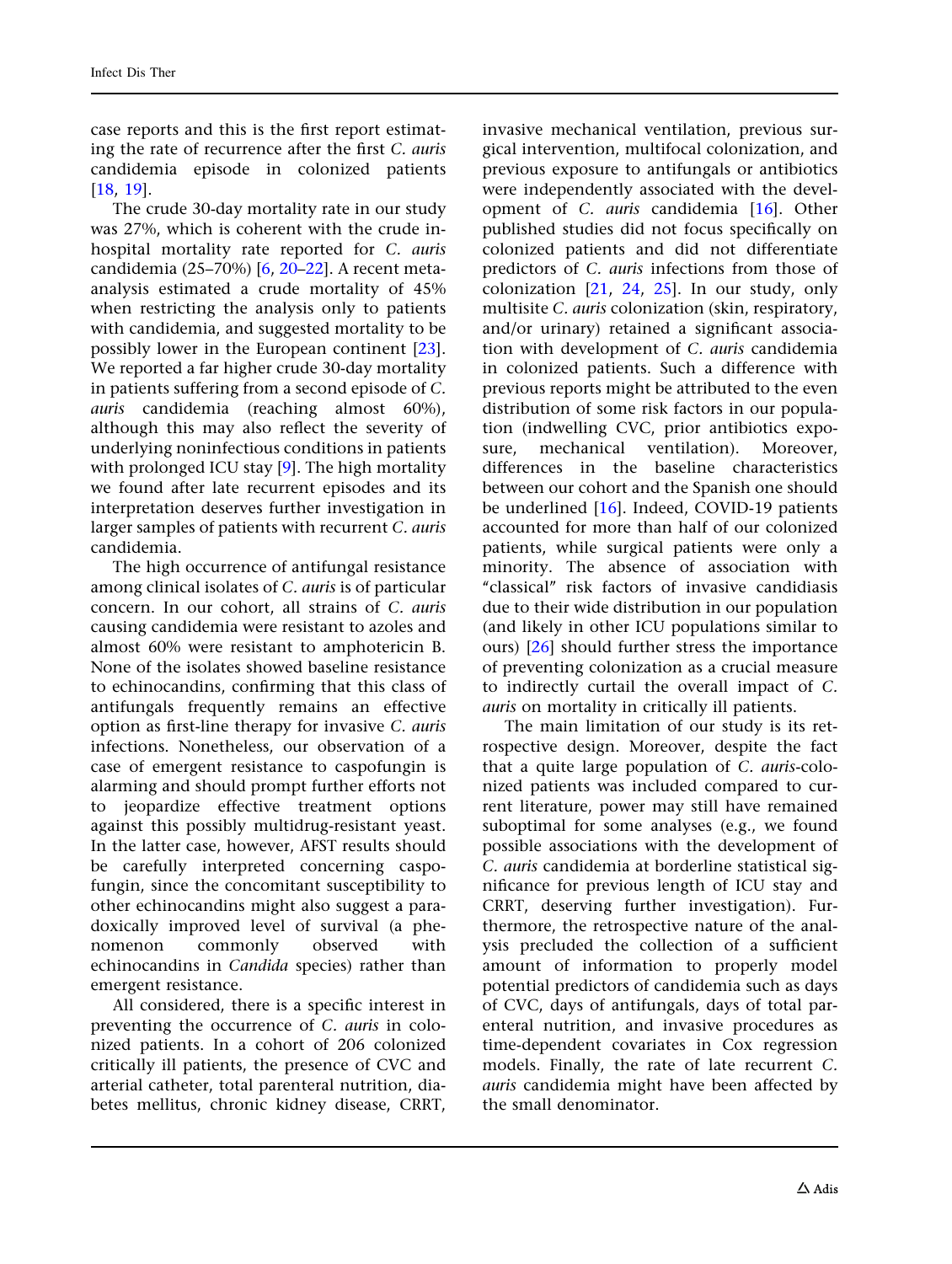case reports and this is the first report estimating the rate of recurrence after the first *C. auris* candidemia episode in colonized patients [18, 19].

The crude 30-day mortality rate in our study was 27%, which is coherent with the crude in-hospital mortality rate reported for *C. auris* candidemia (25–70%) [6, 20–22]. A recent meta-analysis estimated a crude mortality of 45% when restricting the analysis only to patients with candidemia, and suggested mortality to be possibly lower in the European continent [23]. We reported a far higher crude 30-day mortality in patients suffering from a second episode of *C. auris* candidemia (reaching almost 60%), although this may also reflect the severity of underlying noninfectious conditions in patients with prolonged ICU stay [9]. The high mortality we found after late recurrent episodes and its interpretation deserves further investigation in larger samples of patients with recurrent *C. auris* candidemia.

The high occurrence of antifungal resistance among clinical isolates of *C. auris* is of particular concern. In our cohort, all strains of *C. auris* causing candidemia were resistant to azoles and almost 60% were resistant to amphotericin B. None of the isolates showed baseline resistance to echinocandins, confirming that this class of antifungals frequently remains an effective option as first-line therapy for invasive *C. auris* infections. Nonetheless, our observation of a case of emergent resistance to caspofungin is alarming and should prompt further efforts not to jeopardize effective treatment options against this possibly multidrug-resistant yeast. In the latter case, however, AFST results should be carefully interpreted concerning caspofungin, since the concomitant susceptibility to other echinocandins might also suggest a paradoxically improved level of survival (a phenomenon commonly observed with echinocandins in *Candida* species) rather than emergent resistance.

All considered, there is a specific interest in preventing the occurrence of *C. auris* in colonized patients. In a cohort of 206 colonized critically ill patients, the presence of CVC and arterial catheter, total parenteral nutrition, diabetes mellitus, chronic kidney disease, CRRT, invasive mechanical ventilation, previous surgical intervention, multifocal colonization, and previous exposure to antifungals or antibiotics were independently associated with the development of *C. auris* candidemia [16]. Other published studies did not focus specifically on colonized patients and did not differentiate predictors of *C. auris* infections from those of colonization [21, 24, 25]. In our study, only multisite *C. auris* colonization (skin, respiratory, and/or urinary) retained a significant association with development of *C. auris* candidemia in colonized patients. Such a difference with previous reports might be attributed to the even distribution of some risk factors in our population (indwelling CVC, prior antibiotics exposure, mechanical ventilation). Moreover, differences in the baseline characteristics between our cohort and the Spanish one should be underlined [16]. Indeed, COVID-19 patients accounted for more than half of our colonized patients, while surgical patients were only a minority. The absence of association with "classical" risk factors of invasive candidiasis due to their wide distribution in our population (and likely in other ICU populations similar to ours) [26] should further stress the importance of preventing colonization as a crucial measure to indirectly curtail the overall impact of *C. auris* on mortality in critically ill patients.

The main limitation of our study is its retrospective design. Moreover, despite the fact that a quite large population of *C. auris*-colonized patients was included compared to current literature, power may still have remained suboptimal for some analyses (e.g., we found possible associations with the development of *C. auris* candidemia at borderline statistical significance for previous length of ICU stay and CRRT, deserving further investigation). Furthermore, the retrospective nature of the analysis precluded the collection of a sufficient amount of information to properly model potential predictors of candidemia such as days of CVC, days of antifungals, days of total parenteral nutrition, and invasive procedures as time-dependent covariates in Cox regression models. Finally, the rate of late recurrent *C. auris* candidemia might have been affected by the small denominator.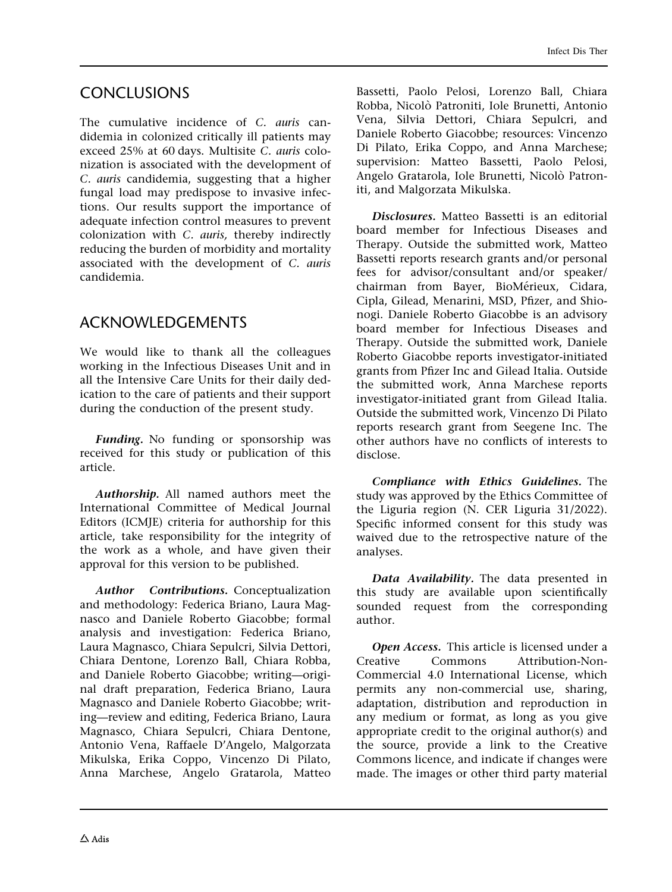## CONCLUSIONS

The cumulative incidence of *C. auris* candidemia in colonized critically ill patients may exceed 25% at 60 days. Multisite *C. auris* colonization is associated with the development of *C. auris* candidemia, suggesting that a higher fungal load may predispose to invasive infections. Our results support the importance of adequate infection control measures to prevent colonization with *C. auris,* thereby indirectly reducing the burden of morbidity and mortality associated with the development of *C. auris* candidemia.

## ACKNOWLEDGEMENTS

We would like to thank all the colleagues working in the Infectious Diseases Unit and in all the Intensive Care Units for their daily dedication to the care of patients and their support during the conduction of the present study.

***Funding.*** No funding or sponsorship was received for this study or publication of this article.

***Authorship.*** All named authors meet the International Committee of Medical Journal Editors (ICMJE) criteria for authorship for this article, take responsibility for the integrity of the work as a whole, and have given their approval for this version to be published.

***Author Contributions.*** Conceptualization and methodology: Federica Briano, Laura Magnasco and Daniele Roberto Giacobbe; formal analysis and investigation: Federica Briano, Laura Magnasco, Chiara Sepulcri, Silvia Dettori, Chiara Dentone, Lorenzo Ball, Chiara Robba, and Daniele Roberto Giacobbe; writing—original draft preparation, Federica Briano, Laura Magnasco and Daniele Roberto Giacobbe; writing—review and editing, Federica Briano, Laura Magnasco, Chiara Sepulcri, Chiara Dentone, Antonio Vena, Raffaele D'Angelo, Malgorzata Mikulska, Erika Coppo, Vincenzo Di Pilato, Anna Marchese, Angelo Gratarola, Matteo Bassetti, Paolo Pelosi, Lorenzo Ball, Chiara Robba, Nicolò Patroniti, Iole Brunetti, Antonio Vena, Silvia Dettori, Chiara Sepulcri, and Daniele Roberto Giacobbe; resources: Vincenzo Di Pilato, Erika Coppo, and Anna Marchese; supervision: Matteo Bassetti, Paolo Pelosi, Angelo Gratarola, Iole Brunetti, Nicolò Patroniti, and Malgorzata Mikulska.

***Disclosures.*** Matteo Bassetti is an editorial board member for Infectious Diseases and Therapy. Outside the submitted work, Matteo Bassetti reports research grants and/or personal fees for advisor/consultant and/or speaker/chairman from Bayer, BioMérieux, Cidara, Cipla, Gilead, Menarini, MSD, Pfizer, and Shionogi. Daniele Roberto Giacobbe is an advisory board member for Infectious Diseases and Therapy. Outside the submitted work, Daniele Roberto Giacobbe reports investigator-initiated grants from Pfizer Inc and Gilead Italia. Outside the submitted work, Anna Marchese reports investigator-initiated grant from Gilead Italia. Outside the submitted work, Vincenzo Di Pilato reports research grant from Seegene Inc. The other authors have no conflicts of interests to disclose.

***Compliance with Ethics Guidelines.*** The study was approved by the Ethics Committee of the Liguria region (N. CER Liguria 31/2022). Specific informed consent for this study was waived due to the retrospective nature of the analyses.

***Data Availability.*** The data presented in this study are available upon scientifically sounded request from the corresponding author.

***Open Access.*** This article is licensed under a Creative Commons Attribution-Non-Commercial 4.0 International License, which permits any non-commercial use, sharing, adaptation, distribution and reproduction in any medium or format, as long as you give appropriate credit to the original author(s) and the source, provide a link to the Creative Commons licence, and indicate if changes were made. The images or other third party material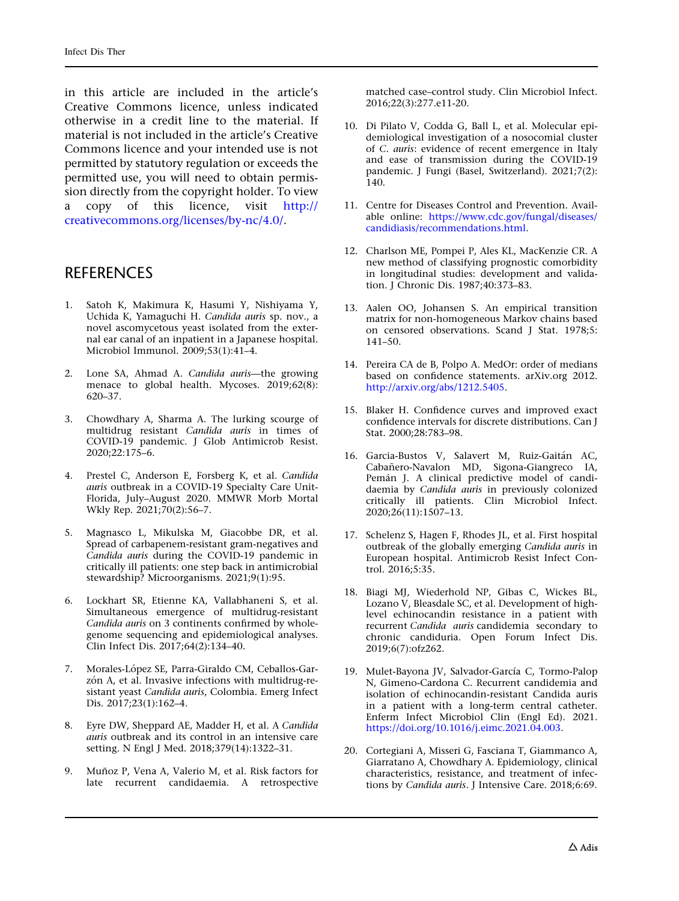in this article are included in the article's Creative Commons licence, unless indicated otherwise in a credit line to the material. If material is not included in the article's Creative Commons licence and your intended use is not permitted by statutory regulation or exceeds the permitted use, you will need to obtain permission directly from the copyright holder. To view a copy of this licence, visit http://creativecommons.org/licenses/by-nc/4.0/.

## REFERENCES

1. Satoh K, Makimura K, Hasumi Y, Nishiyama Y, Uchida K, Yamaguchi H. *Candida auris* sp. nov., a novel ascomycetous yeast isolated from the external ear canal of an inpatient in a Japanese hospital. Microbiol Immunol. 2009;53(1):41–4.

2. Lone SA, Ahmad A. *Candida auris*—the growing menace to global health. Mycoses. 2019;62(8):620–37.

3. Chowdhary A, Sharma A. The lurking scourge of multidrug resistant *Candida auris* in times of COVID-19 pandemic. J Glob Antimicrob Resist. 2020;22:175–6.

4. Prestel C, Anderson E, Forsberg K, et al. *Candida auris* outbreak in a COVID-19 Specialty Care Unit-Florida, July–August 2020. MMWR Morb Mortal Wkly Rep. 2021;70(2):56–7.

5. Magnasco L, Mikulska M, Giacobbe DR, et al. Spread of carbapenem-resistant gram-negatives and *Candida auris* during the COVID-19 pandemic in critically ill patients: one step back in antimicrobial stewardship? Microorganisms. 2021;9(1):95.

6. Lockhart SR, Etienne KA, Vallabhaneni S, et al. Simultaneous emergence of multidrug-resistant *Candida auris* on 3 continents confirmed by whole-genome sequencing and epidemiological analyses. Clin Infect Dis. 2017;64(2):134–40.

7. Morales-López SE, Parra-Giraldo CM, Ceballos-Garzón A, et al. Invasive infections with multidrug-resistant yeast *Candida auris*, Colombia. Emerg Infect Dis. 2017;23(1):162–4.

8. Eyre DW, Sheppard AE, Madder H, et al. A *Candida auris* outbreak and its control in an intensive care setting. N Engl J Med. 2018;379(14):1322–31.

9. Muñoz P, Vena A, Valerio M, et al. Risk factors for late recurrent candidaemia. A retrospective matched case–control study. Clin Microbiol Infect. 2016;22(3):277.e11-20.

10. Di Pilato V, Codda G, Ball L, et al. Molecular epidemiological investigation of a nosocomial cluster of *C. auris*: evidence of recent emergence in Italy and ease of transmission during the COVID-19 pandemic. J Fungi (Basel, Switzerland). 2021;7(2):140.

11. Centre for Diseases Control and Prevention. Available online: https://www.cdc.gov/fungal/diseases/candidiasis/recommendations.html.

12. Charlson ME, Pompei P, Ales KL, MacKenzie CR. A new method of classifying prognostic comorbidity in longitudinal studies: development and validation. J Chronic Dis. 1987;40:373–83.

13. Aalen OO, Johansen S. An empirical transition matrix for non-homogeneous Markov chains based on censored observations. Scand J Stat. 1978;5:141–50.

14. Pereira CA de B, Polpo A. MedOr: order of medians based on confidence statements. arXiv.org 2012. http://arxiv.org/abs/1212.5405.

15. Blaker H. Confidence curves and improved exact confidence intervals for discrete distributions. Can J Stat. 2000;28:783–98.

16. Garcia-Bustos V, Salavert M, Ruiz-Gaitán AC, Cabañero-Navalon MD, Sigona-Giangreco IA, Pemán J. A clinical predictive model of candidaemia by *Candida auris* in previously colonized critically ill patients. Clin Microbiol Infect. 2020;26(11):1507–13.

17. Schelenz S, Hagen F, Rhodes JL, et al. First hospital outbreak of the globally emerging *Candida auris* in European hospital. Antimicrob Resist Infect Control. 2016;5:35.

18. Biagi MJ, Wiederhold NP, Gibas C, Wickes BL, Lozano V, Bleasdale SC, et al. Development of high-level echinocandin resistance in a patient with recurrent *Candida auris* candidemia secondary to chronic candiduria. Open Forum Infect Dis. 2019;6(7):ofz262.

19. Mulet-Bayona JV, Salvador-García C, Tormo-Palop N, Gimeno-Cardona C. Recurrent candidemia and isolation of echinocandin-resistant Candida auris in a patient with a long-term central catheter. Enferm Infect Microbiol Clin (Engl Ed). 2021. https://doi.org/10.1016/j.eimc.2021.04.003.

20. Cortegiani A, Misseri G, Fasciana T, Giammanco A, Giarratano A, Chowdhary A. Epidemiology, clinical characteristics, resistance, and treatment of infections by *Candida auris*. J Intensive Care. 2018;6:69.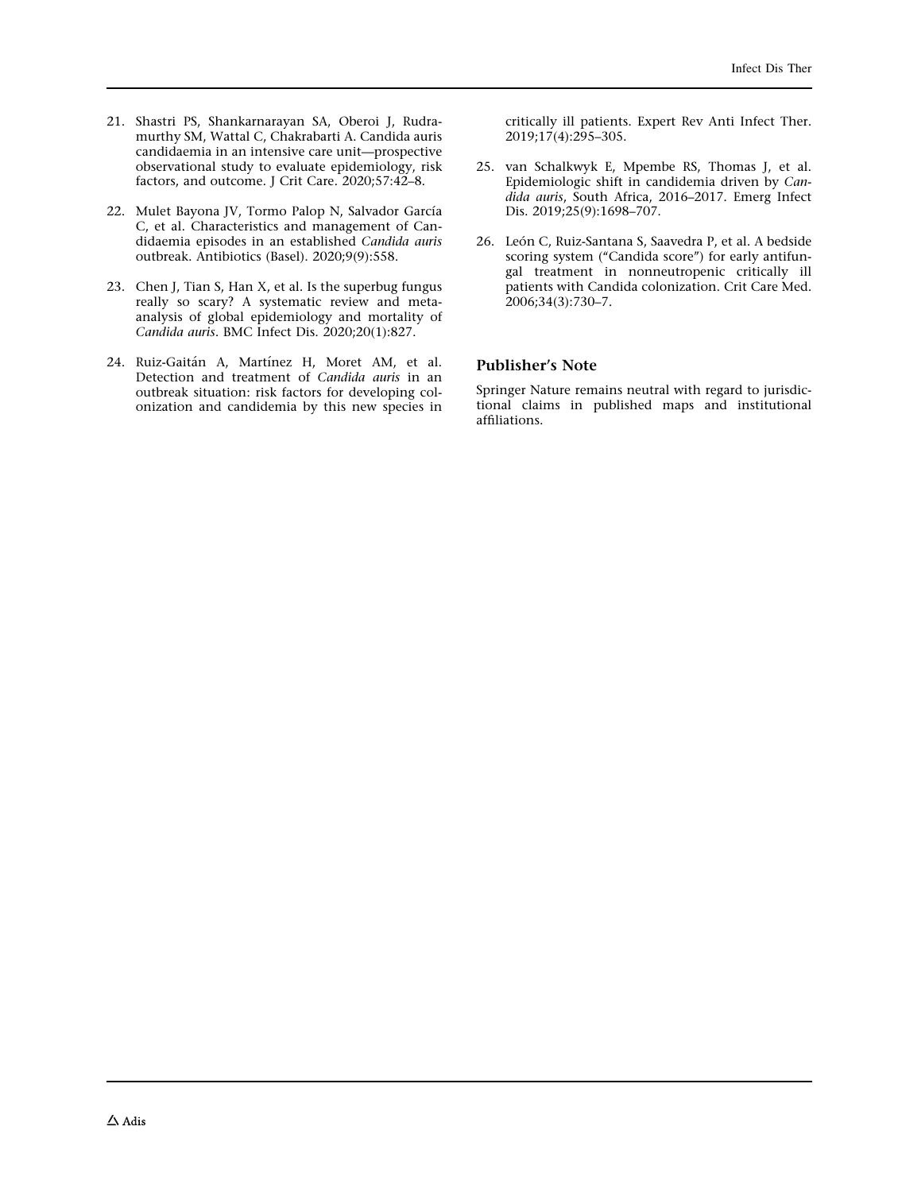21. Shastri PS, Shankarnarayan SA, Oberoi J, Rudramurthy SM, Wattal C, Chakrabarti A. Candida auris candidaemia in an intensive care unit—prospective observational study to evaluate epidemiology, risk factors, and outcome. J Crit Care. 2020;57:42–8.

22. Mulet Bayona JV, Tormo Palop N, Salvador García C, et al. Characteristics and management of Candidaemia episodes in an established *Candida auris* outbreak. Antibiotics (Basel). 2020;9(9):558.

23. Chen J, Tian S, Han X, et al. Is the superbug fungus really so scary? A systematic review and meta-analysis of global epidemiology and mortality of *Candida auris*. BMC Infect Dis. 2020;20(1):827.

24. Ruiz-Gaitán A, Martínez H, Moret AM, et al. Detection and treatment of *Candida auris* in an outbreak situation: risk factors for developing colonization and candidemia by this new species in critically ill patients. Expert Rev Anti Infect Ther. 2019;17(4):295–305.

25. van Schalkwyk E, Mpembe RS, Thomas J, et al. Epidemiologic shift in candidemia driven by *Candida auris*, South Africa, 2016–2017. Emerg Infect Dis. 2019;25(9):1698–707.

26. León C, Ruiz-Santana S, Saavedra P, et al. A bedside scoring system ("Candida score") for early antifungal treatment in nonneutropenic critically ill patients with Candida colonization. Crit Care Med. 2006;34(3):730–7.

## Publisher's Note

Springer Nature remains neutral with regard to jurisdictional claims in published maps and institutional affiliations.